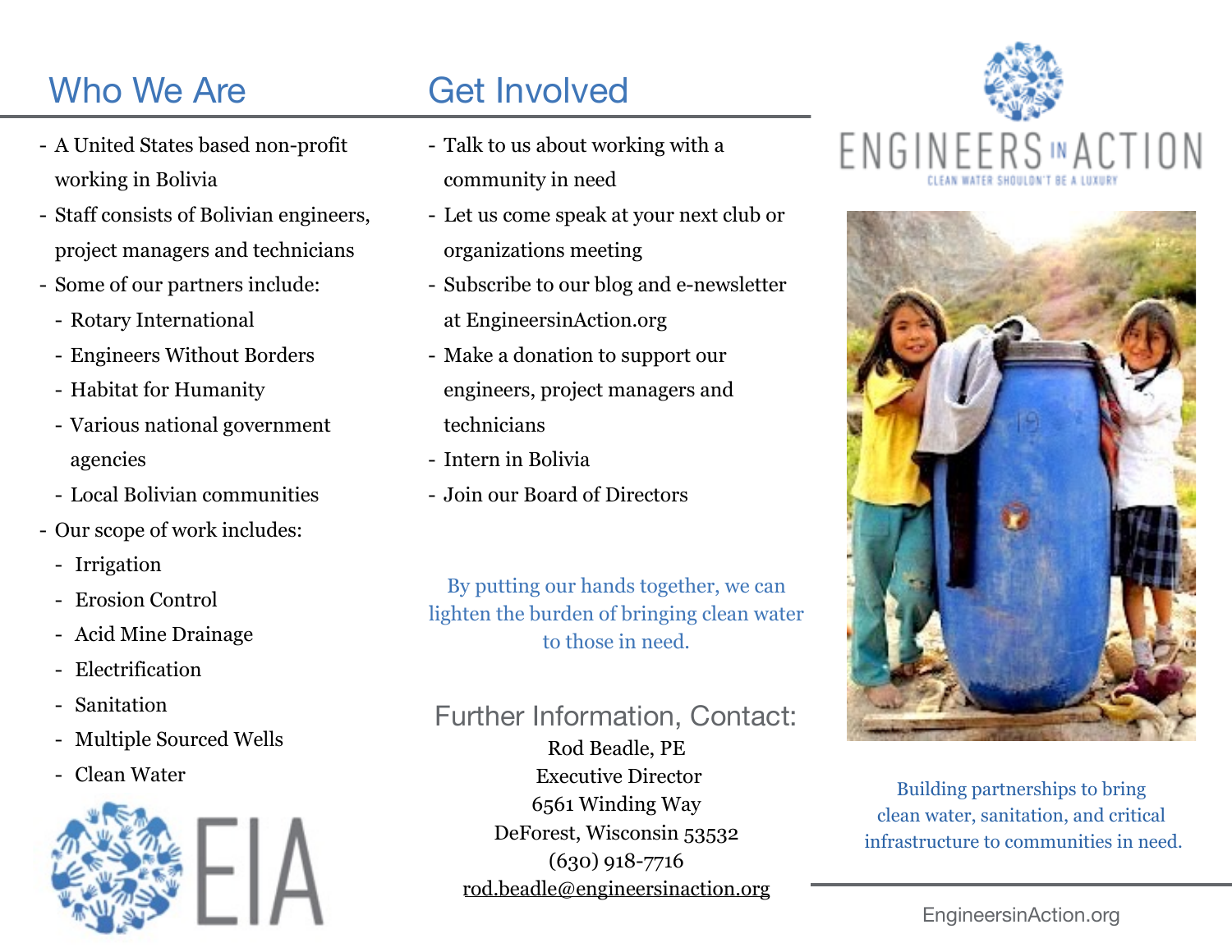## Who We Are

- A United States based non-profit working in Bolivia
- Staff consists of Bolivian engineers, project managers and technicians
- Some of our partners include:
  - Rotary International
  - Engineers Without Borders
  - Habitat for Humanity
  - Various national government agencies
  - Local Bolivian communities
- Our scope of work includes:
  - Irrigation
  - Erosion Control
  - Acid Mine Drainage
  - Electrification
  - Sanitation
  - Multiple Sourced Wells
  - Clean Water

EIA

## Get Involved

- Talk to us about working with a community in need
- Let us come speak at your next club or organizations meeting
- Subscribe to our blog and e-newsletter at EngineersinAction.org
- Make a donation to support our engineers, project managers and technicians
- Intern in Bolivia
- Join our Board of Directors

By putting our hands together, we can lighten the burden of bringing clean water to those in need.

## Further Information, Contact:

Rod Beadle, PE
Executive Director
6561 Winding Way
DeForest, Wisconsin 53532
(630) 918-7716
rod.beadle@engineersinaction.org

# ENGINEERS IN ACTION

CLEAN WATER SHOULDN'T BE A LUXURY

Building partnerships to bring clean water, sanitation, and critical infrastructure to communities in need.

EngineersinAction.org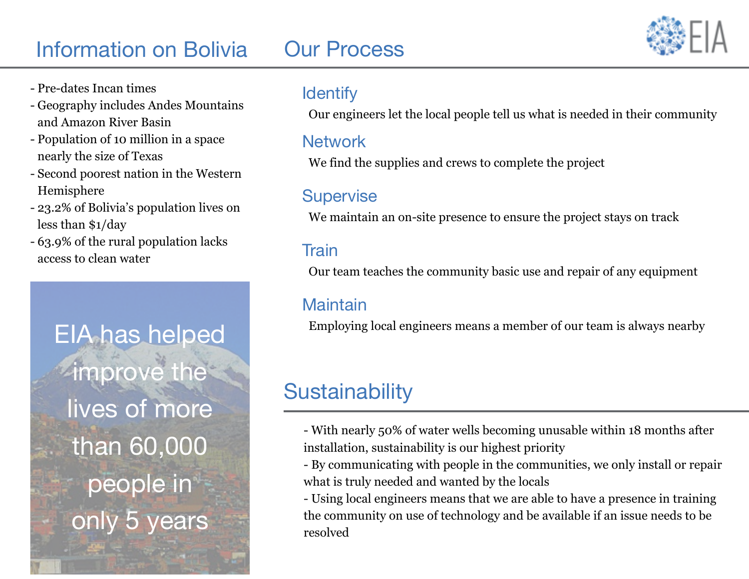## Information on Bolivia

- Pre-dates Incan times
- Geography includes Andes Mountains and Amazon River Basin
- Population of 10 million in a space nearly the size of Texas
- Second poorest nation in the Western Hemisphere
- 23.2% of Bolivia's population lives on less than $1/day
- 63.9% of the rural population lacks access to clean water

EIA has helped improve the lives of more than 60,000 people in only 5 years

## Our Process

### Identify

Our engineers let the local people tell us what is needed in their community

### Network

We find the supplies and crews to complete the project

### Supervise

We maintain an on-site presence to ensure the project stays on track

### Train

Our team teaches the community basic use and repair of any equipment

### Maintain

Employing local engineers means a member of our team is always nearby

## Sustainability

- With nearly 50% of water wells becoming unusable within 18 months after installation, sustainability is our highest priority
- By communicating with people in the communities, we only install or repair what is truly needed and wanted by the locals
- Using local engineers means that we are able to have a presence in training the community on use of technology and be available if an issue needs to be resolved